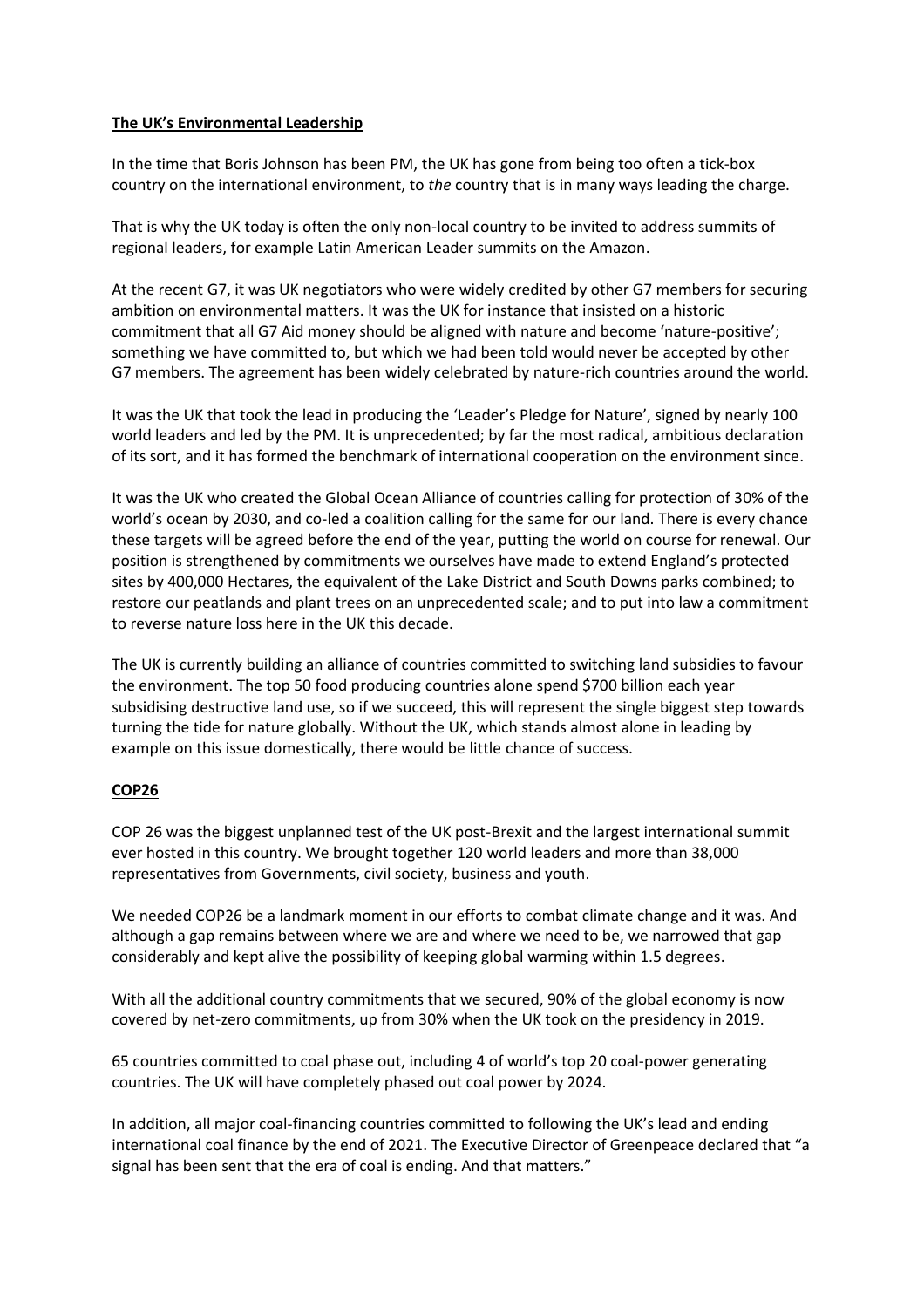## The UK's Environmental Leadership

In the time that Boris Johnson has been PM, the UK has gone from being too often a tick-box country on the international environment, to *the* country that is in many ways leading the charge.

That is why the UK today is often the only non-local country to be invited to address summits of regional leaders, for example Latin American Leader summits on the Amazon.

At the recent G7, it was UK negotiators who were widely credited by other G7 members for securing ambition on environmental matters. It was the UK for instance that insisted on a historic commitment that all G7 Aid money should be aligned with nature and become 'nature-positive'; something we have committed to, but which we had been told would never be accepted by other G7 members. The agreement has been widely celebrated by nature-rich countries around the world.

It was the UK that took the lead in producing the 'Leader's Pledge for Nature', signed by nearly 100 world leaders and led by the PM. It is unprecedented; by far the most radical, ambitious declaration of its sort, and it has formed the benchmark of international cooperation on the environment since.

It was the UK who created the Global Ocean Alliance of countries calling for protection of 30% of the world's ocean by 2030, and co-led a coalition calling for the same for our land. There is every chance these targets will be agreed before the end of the year, putting the world on course for renewal. Our position is strengthened by commitments we ourselves have made to extend England's protected sites by 400,000 Hectares, the equivalent of the Lake District and South Downs parks combined; to restore our peatlands and plant trees on an unprecedented scale; and to put into law a commitment to reverse nature loss here in the UK this decade.

The UK is currently building an alliance of countries committed to switching land subsidies to favour the environment. The top 50 food producing countries alone spend $700 billion each year subsidising destructive land use, so if we succeed, this will represent the single biggest step towards turning the tide for nature globally. Without the UK, which stands almost alone in leading by example on this issue domestically, there would be little chance of success.

## COP26

COP 26 was the biggest unplanned test of the UK post-Brexit and the largest international summit ever hosted in this country. We brought together 120 world leaders and more than 38,000 representatives from Governments, civil society, business and youth.

We needed COP26 be a landmark moment in our efforts to combat climate change and it was. And although a gap remains between where we are and where we need to be, we narrowed that gap considerably and kept alive the possibility of keeping global warming within 1.5 degrees.

With all the additional country commitments that we secured, 90% of the global economy is now covered by net-zero commitments, up from 30% when the UK took on the presidency in 2019.

65 countries committed to coal phase out, including 4 of world's top 20 coal-power generating countries. The UK will have completely phased out coal power by 2024.

In addition, all major coal-financing countries committed to following the UK's lead and ending international coal finance by the end of 2021. The Executive Director of Greenpeace declared that "a signal has been sent that the era of coal is ending. And that matters."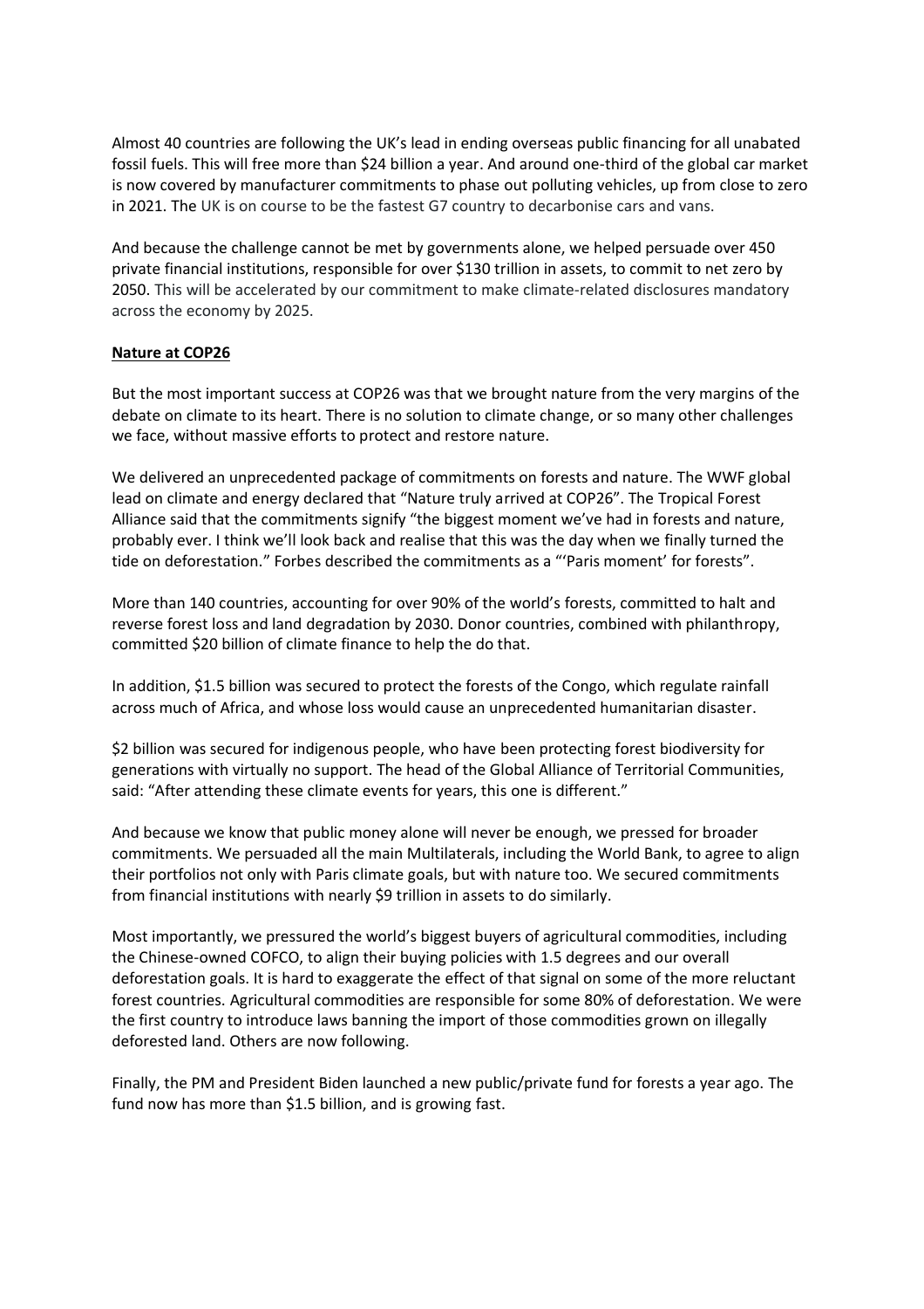Almost 40 countries are following the UK's lead in ending overseas public financing for all unabated fossil fuels. This will free more than $24 billion a year. And around one-third of the global car market is now covered by manufacturer commitments to phase out polluting vehicles, up from close to zero in 2021. The UK is on course to be the fastest G7 country to decarbonise cars and vans.

And because the challenge cannot be met by governments alone, we helped persuade over 450 private financial institutions, responsible for over $130 trillion in assets, to commit to net zero by 2050. This will be accelerated by our commitment to make climate-related disclosures mandatory across the economy by 2025.

**Nature at COP26**

But the most important success at COP26 was that we brought nature from the very margins of the debate on climate to its heart. There is no solution to climate change, or so many other challenges we face, without massive efforts to protect and restore nature.

We delivered an unprecedented package of commitments on forests and nature. The WWF global lead on climate and energy declared that "Nature truly arrived at COP26". The Tropical Forest Alliance said that the commitments signify "the biggest moment we've had in forests and nature, probably ever. I think we'll look back and realise that this was the day when we finally turned the tide on deforestation." Forbes described the commitments as a "'Paris moment' for forests".

More than 140 countries, accounting for over 90% of the world's forests, committed to halt and reverse forest loss and land degradation by 2030. Donor countries, combined with philanthropy, committed $20 billion of climate finance to help the do that.

In addition, $1.5 billion was secured to protect the forests of the Congo, which regulate rainfall across much of Africa, and whose loss would cause an unprecedented humanitarian disaster.

$2 billion was secured for indigenous people, who have been protecting forest biodiversity for generations with virtually no support. The head of the Global Alliance of Territorial Communities, said: "After attending these climate events for years, this one is different."

And because we know that public money alone will never be enough, we pressed for broader commitments. We persuaded all the main Multilaterals, including the World Bank, to agree to align their portfolios not only with Paris climate goals, but with nature too. We secured commitments from financial institutions with nearly $9 trillion in assets to do similarly.

Most importantly, we pressured the world's biggest buyers of agricultural commodities, including the Chinese-owned COFCO, to align their buying policies with 1.5 degrees and our overall deforestation goals. It is hard to exaggerate the effect of that signal on some of the more reluctant forest countries. Agricultural commodities are responsible for some 80% of deforestation. We were the first country to introduce laws banning the import of those commodities grown on illegally deforested land. Others are now following.

Finally, the PM and President Biden launched a new public/private fund for forests a year ago. The fund now has more than $1.5 billion, and is growing fast.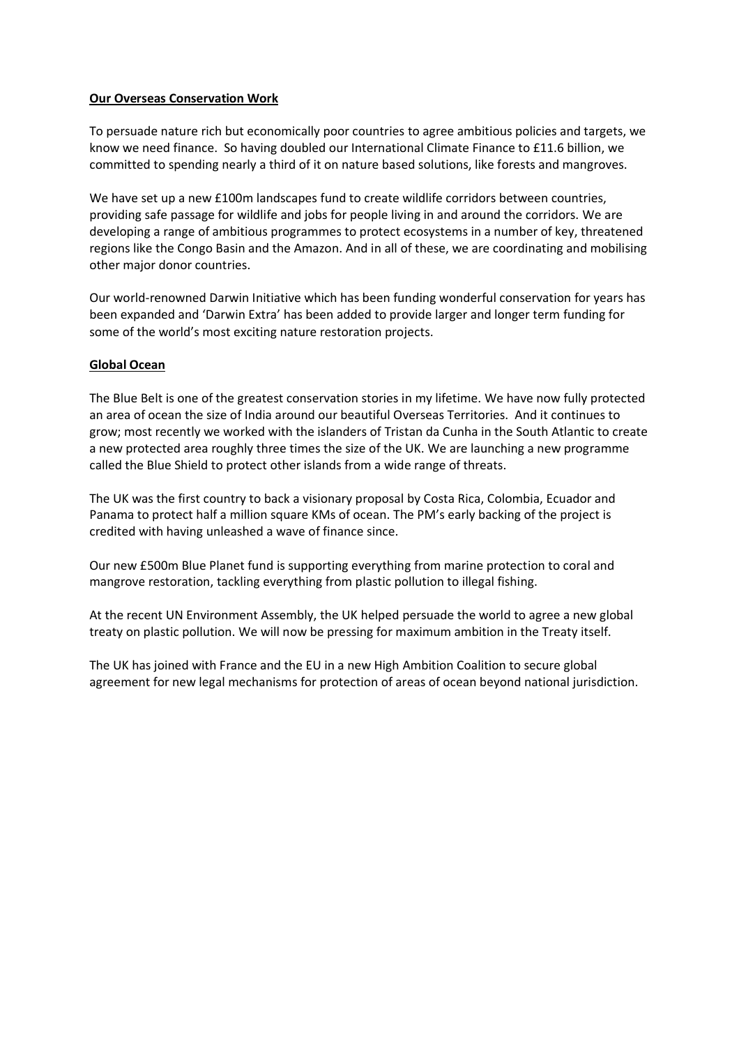## Our Overseas Conservation Work

To persuade nature rich but economically poor countries to agree ambitious policies and targets, we know we need finance. So having doubled our International Climate Finance to £11.6 billion, we committed to spending nearly a third of it on nature based solutions, like forests and mangroves.

We have set up a new £100m landscapes fund to create wildlife corridors between countries, providing safe passage for wildlife and jobs for people living in and around the corridors. We are developing a range of ambitious programmes to protect ecosystems in a number of key, threatened regions like the Congo Basin and the Amazon. And in all of these, we are coordinating and mobilising other major donor countries.

Our world-renowned Darwin Initiative which has been funding wonderful conservation for years has been expanded and 'Darwin Extra' has been added to provide larger and longer term funding for some of the world's most exciting nature restoration projects.

## Global Ocean

The Blue Belt is one of the greatest conservation stories in my lifetime. We have now fully protected an area of ocean the size of India around our beautiful Overseas Territories. And it continues to grow; most recently we worked with the islanders of Tristan da Cunha in the South Atlantic to create a new protected area roughly three times the size of the UK. We are launching a new programme called the Blue Shield to protect other islands from a wide range of threats.

The UK was the first country to back a visionary proposal by Costa Rica, Colombia, Ecuador and Panama to protect half a million square KMs of ocean. The PM's early backing of the project is credited with having unleashed a wave of finance since.

Our new £500m Blue Planet fund is supporting everything from marine protection to coral and mangrove restoration, tackling everything from plastic pollution to illegal fishing.

At the recent UN Environment Assembly, the UK helped persuade the world to agree a new global treaty on plastic pollution. We will now be pressing for maximum ambition in the Treaty itself.

The UK has joined with France and the EU in a new High Ambition Coalition to secure global agreement for new legal mechanisms for protection of areas of ocean beyond national jurisdiction.